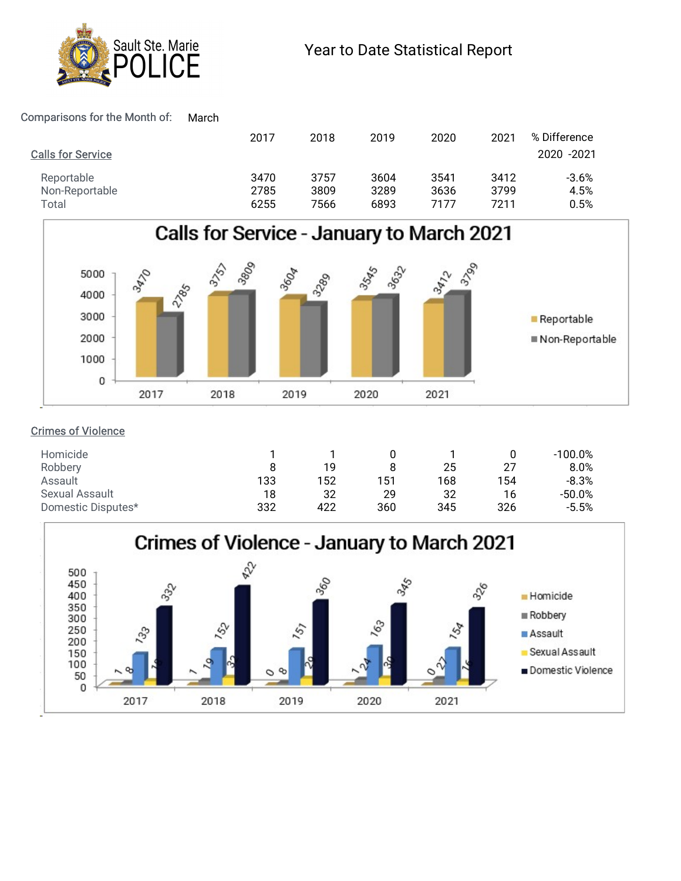Sault Ste. Marie POLICE

# Year to Date Statistical Report

Comparisons for the Month of: March

| | 2017 | 2018 | 2019 | 2020 | 2021 | % Difference 2020 -2021 |
|---|---|---|---|---|---|---|
| **Calls for Service** | | | | | | |
| Reportable | 3470 | 3757 | 3604 | 3541 | 3412 | -3.6% |
| Non-Reportable | 2785 | 3809 | 3289 | 3636 | 3799 | 4.5% |
| Total | 6255 | 7566 | 6893 | 7177 | 7211 | 0.5% |

## Calls for Service - January to March 2021

| | 2017 | 2018 | 2019 | 2020 | 2021 |
|---|---|---|---|---|---|
| Reportable | 3470 | 3757 | 3604 | 3545 | 3412 |
| Non-Reportable | 2785 | 3809 | 3289 | 3632 | 3799 |

| | 2017 | 2018 | 2019 | 2020 | 2021 | % Difference 2020 -2021 |
|---|---|---|---|---|---|---|
| **Crimes of Violence** | | | | | | |
| Homicide | 1 | 1 | 0 | 1 | 0 | -100.0% |
| Robbery | 8 | 19 | 8 | 25 | 27 | 8.0% |
| Assault | 133 | 152 | 151 | 168 | 154 | -8.3% |
| Sexual Assault | 18 | 32 | 29 | 32 | 16 | -50.0% |
| Domestic Disputes* | 332 | 422 | 360 | 345 | 326 | -5.5% |

## Crimes of Violence - January to March 2021

| | 2017 | 2018 | 2019 | 2020 | 2021 |
|---|---|---|---|---|---|
| Homicide | 1 | 1 | 0 | 1 | 0 |
| Robbery | 8 | 19 | 8 | 24 | 27 |
| Assault | 133 | 152 | 151 | 163 | 154 |
| Sexual Assault | 18 | 32 | 29 | 30 | 16 |
| Domestic Violence | 332 | 422 | 360 | 345 | 326 |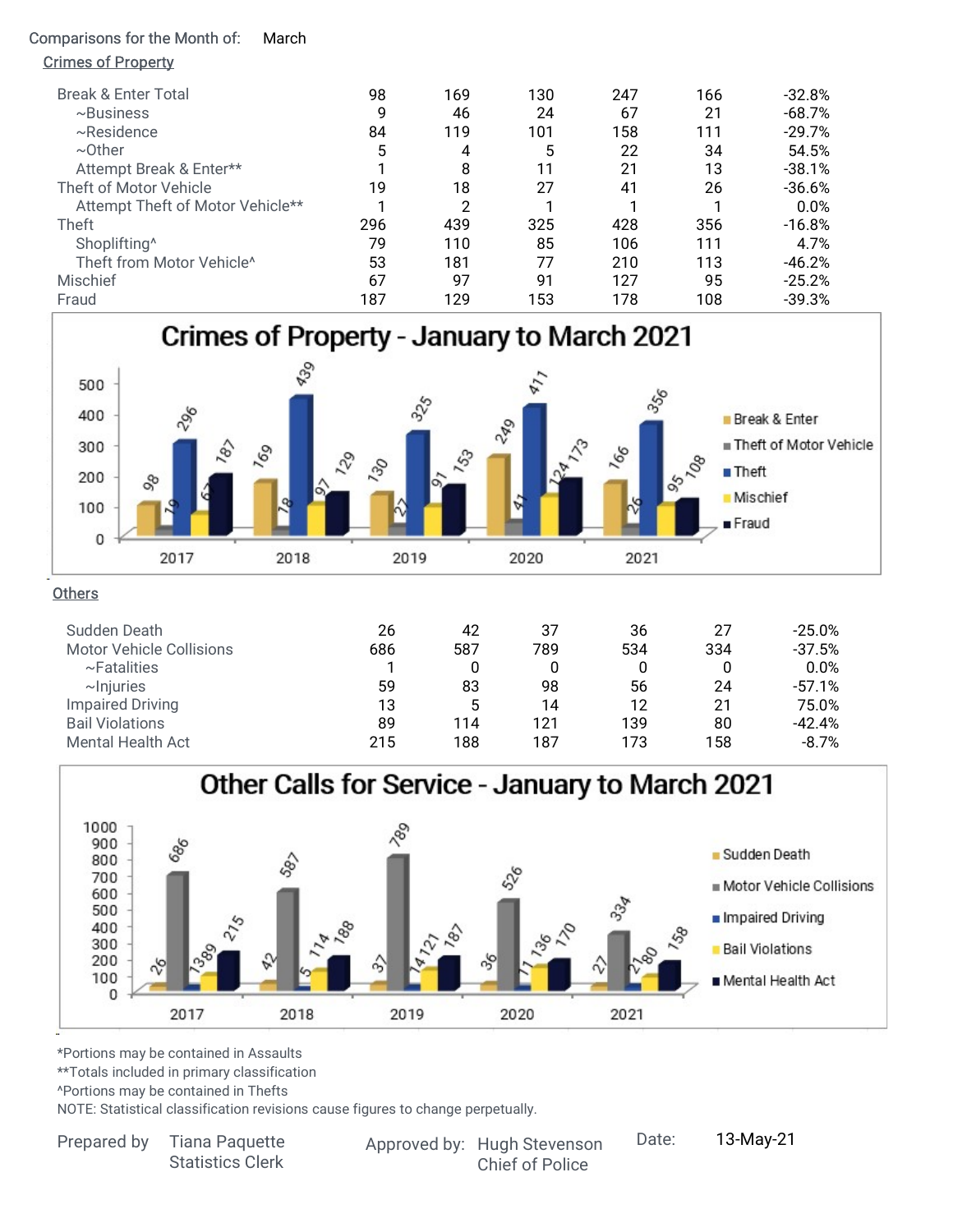Comparisons for the Month of: March

Crimes of Property

| | | | | | | |
|---|---|---|---|---|---|---|
| Break & Enter Total | 98 | 169 | 130 | 247 | 166 | -32.8% |
| ~Business | 9 | 46 | 24 | 67 | 21 | -68.7% |
| ~Residence | 84 | 119 | 101 | 158 | 111 | -29.7% |
| ~Other | 5 | 4 | 5 | 22 | 34 | 54.5% |
| Attempt Break & Enter** | 1 | 8 | 11 | 21 | 13 | -38.1% |
| Theft of Motor Vehicle | 19 | 18 | 27 | 41 | 26 | -36.6% |
| Attempt Theft of Motor Vehicle** | 1 | 2 | 1 | 1 | 1 | 0.0% |
| Theft | 296 | 439 | 325 | 428 | 356 | -16.8% |
| Shoplifting^ | 79 | 110 | 85 | 106 | 111 | 4.7% |
| Theft from Motor Vehicle^ | 53 | 181 | 77 | 210 | 113 | -46.2% |
| Mischief | 67 | 97 | 91 | 127 | 95 | -25.2% |
| Fraud | 187 | 129 | 153 | 178 | 108 | -39.3% |

Crimes of Property - January to March 2021

500
400
300
200
100
0

98 19 296 67 187
169 18 439 97 129
130 27 325 91 153
249 41 411 124 173
166 26 356 95 108

2017 2018 2019 2020 2021

Break & Enter
Theft of Motor Vehicle
Theft
Mischief
Fraud

Others

| | | | | | | |
|---|---|---|---|---|---|---|
| Sudden Death | 26 | 42 | 37 | 36 | 27 | -25.0% |
| Motor Vehicle Collisions | 686 | 587 | 789 | 534 | 334 | -37.5% |
| ~Fatalities | 1 | 0 | 0 | 0 | 0 | 0.0% |
| ~Injuries | 59 | 83 | 98 | 56 | 24 | -57.1% |
| Impaired Driving | 13 | 5 | 14 | 12 | 21 | 75.0% |
| Bail Violations | 89 | 114 | 121 | 139 | 80 | -42.4% |
| Mental Health Act | 215 | 188 | 187 | 173 | 158 | -8.7% |

Other Calls for Service - January to March 2021

1000
900
800
700
600
500
400
300
200
100
0

26 686 13 89 215
42 587 5 114 188
37 789 14 121 187
36 526 11 136 170
27 334 21 80 158

2017 2018 2019 2020 2021

Sudden Death
Motor Vehicle Collisions
Impaired Driving
Bail Violations
Mental Health Act

*Portions may be contained in Assaults
**Totals included in primary classification
^Portions may be contained in Thefts
NOTE: Statistical classification revisions cause figures to change perpetually.

Prepared by Tiana Paquette, Statistics Clerk

Approved by: Hugh Stevenson, Chief of Police

Date: 13-May-21